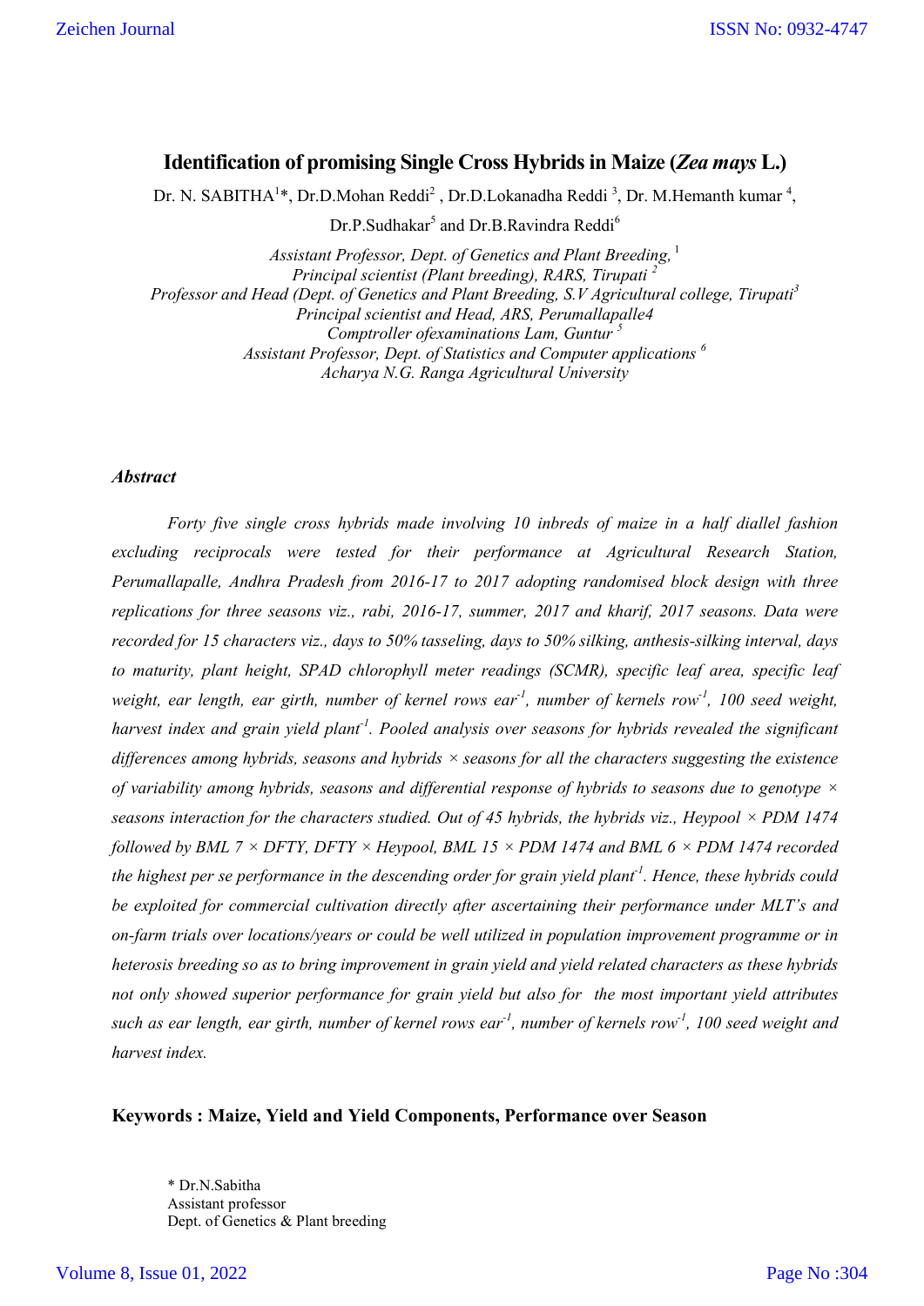# Identification of promising Single Cross Hybrids in Maize (*Zea mays* L.)

Dr. N. SABITHA[1]*, Dr.D.Mohan Reddi[2] , Dr.D.Lokanadha Reddi [3], Dr. M.Hemanth kumar [4], Dr.P.Sudhakar[5] and Dr.B.Ravindra Reddi[6]

*Assistant Professor, Dept. of Genetics and Plant Breeding,* [1]
*Principal scientist (Plant breeding), RARS, Tirupati* [2]
*Professor and Head (Dept. of Genetics and Plant Breeding, S.V Agricultural college, Tirupati*[3]
*Principal scientist and Head, ARS, Perumallapalle4*
*Comptroller ofexaminations Lam, Guntur* [5]
*Assistant Professor, Dept. of Statistics and Computer applications* [6]
*Acharya N.G. Ranga Agricultural University*

### *Abstract*

*Forty five single cross hybrids made involving 10 inbreds of maize in a half diallel fashion excluding reciprocals were tested for their performance at Agricultural Research Station, Perumallapalle, Andhra Pradesh from 2016-17 to 2017 adopting randomised block design with three replications for three seasons viz., rabi, 2016-17, summer, 2017 and kharif, 2017 seasons. Data were recorded for 15 characters viz., days to 50% tasseling, days to 50% silking, anthesis-silking interval, days to maturity, plant height, SPAD chlorophyll meter readings (SCMR), specific leaf area, specific leaf weight, ear length, ear girth, number of kernel rows ear$^{-1}$, number of kernels row$^{-1}$, 100 seed weight, harvest index and grain yield plant$^{-1}$. Pooled analysis over seasons for hybrids revealed the significant differences among hybrids, seasons and hybrids × seasons for all the characters suggesting the existence of variability among hybrids, seasons and differential response of hybrids to seasons due to genotype × seasons interaction for the characters studied. Out of 45 hybrids, the hybrids viz., Heypool × PDM 1474 followed by BML 7 × DFTY, DFTY × Heypool, BML 15 × PDM 1474 and BML 6 × PDM 1474 recorded the highest per se performance in the descending order for grain yield plant$^{-1}$. Hence, these hybrids could be exploited for commercial cultivation directly after ascertaining their performance under MLT's and on-farm trials over locations/years or could be well utilized in population improvement programme or in heterosis breeding so as to bring improvement in grain yield and yield related characters as these hybrids not only showed superior performance for grain yield but also for the most important yield attributes such as ear length, ear girth, number of kernel rows ear$^{-1}$, number of kernels row$^{-1}$, 100 seed weight and harvest index.*

**Keywords : Maize, Yield and Yield Components, Performance over Season**

\* Dr.N.Sabitha
Assistant professor
Dept. of Genetics & Plant breeding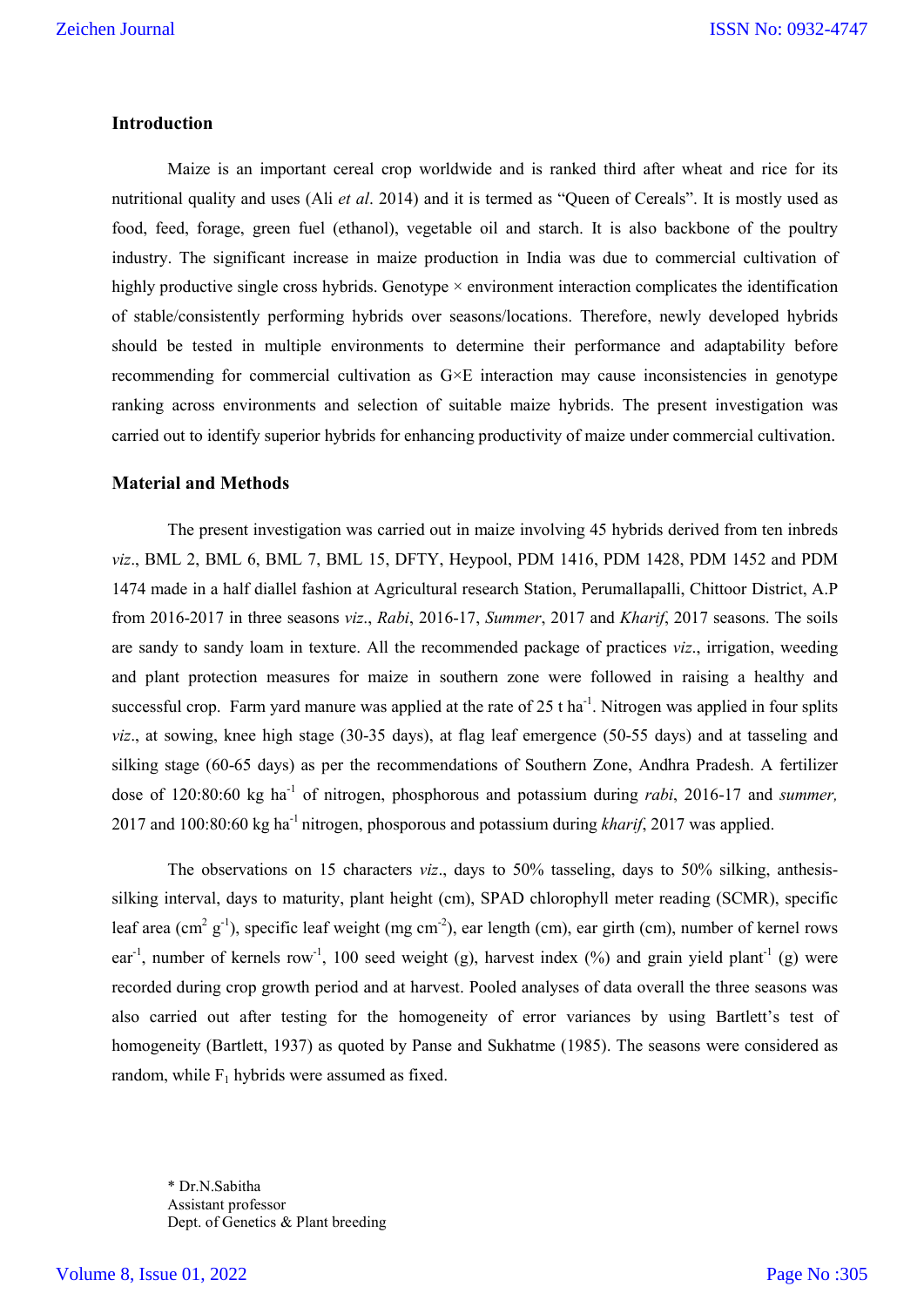## Introduction

Maize is an important cereal crop worldwide and is ranked third after wheat and rice for its nutritional quality and uses (Ali *et al*. 2014) and it is termed as "Queen of Cereals". It is mostly used as food, feed, forage, green fuel (ethanol), vegetable oil and starch. It is also backbone of the poultry industry. The significant increase in maize production in India was due to commercial cultivation of highly productive single cross hybrids. Genotype × environment interaction complicates the identification of stable/consistently performing hybrids over seasons/locations. Therefore, newly developed hybrids should be tested in multiple environments to determine their performance and adaptability before recommending for commercial cultivation as G×E interaction may cause inconsistencies in genotype ranking across environments and selection of suitable maize hybrids. The present investigation was carried out to identify superior hybrids for enhancing productivity of maize under commercial cultivation.

## Material and Methods

The present investigation was carried out in maize involving 45 hybrids derived from ten inbreds *viz*., BML 2, BML 6, BML 7, BML 15, DFTY, Heypool, PDM 1416, PDM 1428, PDM 1452 and PDM 1474 made in a half diallel fashion at Agricultural research Station, Perumallapalli, Chittoor District, A.P from 2016-2017 in three seasons *viz*., *Rabi*, 2016-17, *Summer*, 2017 and *Kharif*, 2017 seasons. The soils are sandy to sandy loam in texture. All the recommended package of practices *viz*., irrigation, weeding and plant protection measures for maize in southern zone were followed in raising a healthy and successful crop. Farm yard manure was applied at the rate of 25 t ha$^{-1}$. Nitrogen was applied in four splits *viz*., at sowing, knee high stage (30-35 days), at flag leaf emergence (50-55 days) and at tasseling and silking stage (60-65 days) as per the recommendations of Southern Zone, Andhra Pradesh. A fertilizer dose of 120:80:60 kg ha$^{-1}$ of nitrogen, phosphorous and potassium during *rabi*, 2016-17 and *summer,* 2017 and 100:80:60 kg ha$^{-1}$ nitrogen, phosporous and potassium during *kharif*, 2017 was applied.

The observations on 15 characters *viz*., days to 50% tasseling, days to 50% silking, anthesis-silking interval, days to maturity, plant height (cm), SPAD chlorophyll meter reading (SCMR), specific leaf area (cm$^2$ g$^{-1}$), specific leaf weight (mg cm$^{-2}$), ear length (cm), ear girth (cm), number of kernel rows ear$^{-1}$, number of kernels row$^{-1}$, 100 seed weight (g), harvest index (%) and grain yield plant$^{-1}$ (g) were recorded during crop growth period and at harvest. Pooled analyses of data overall the three seasons was also carried out after testing for the homogeneity of error variances by using Bartlett's test of homogeneity (Bartlett, 1937) as quoted by Panse and Sukhatme (1985). The seasons were considered as random, while $F_1$ hybrids were assumed as fixed.

\* Dr.N.Sabitha
Assistant professor
Dept. of Genetics & Plant breeding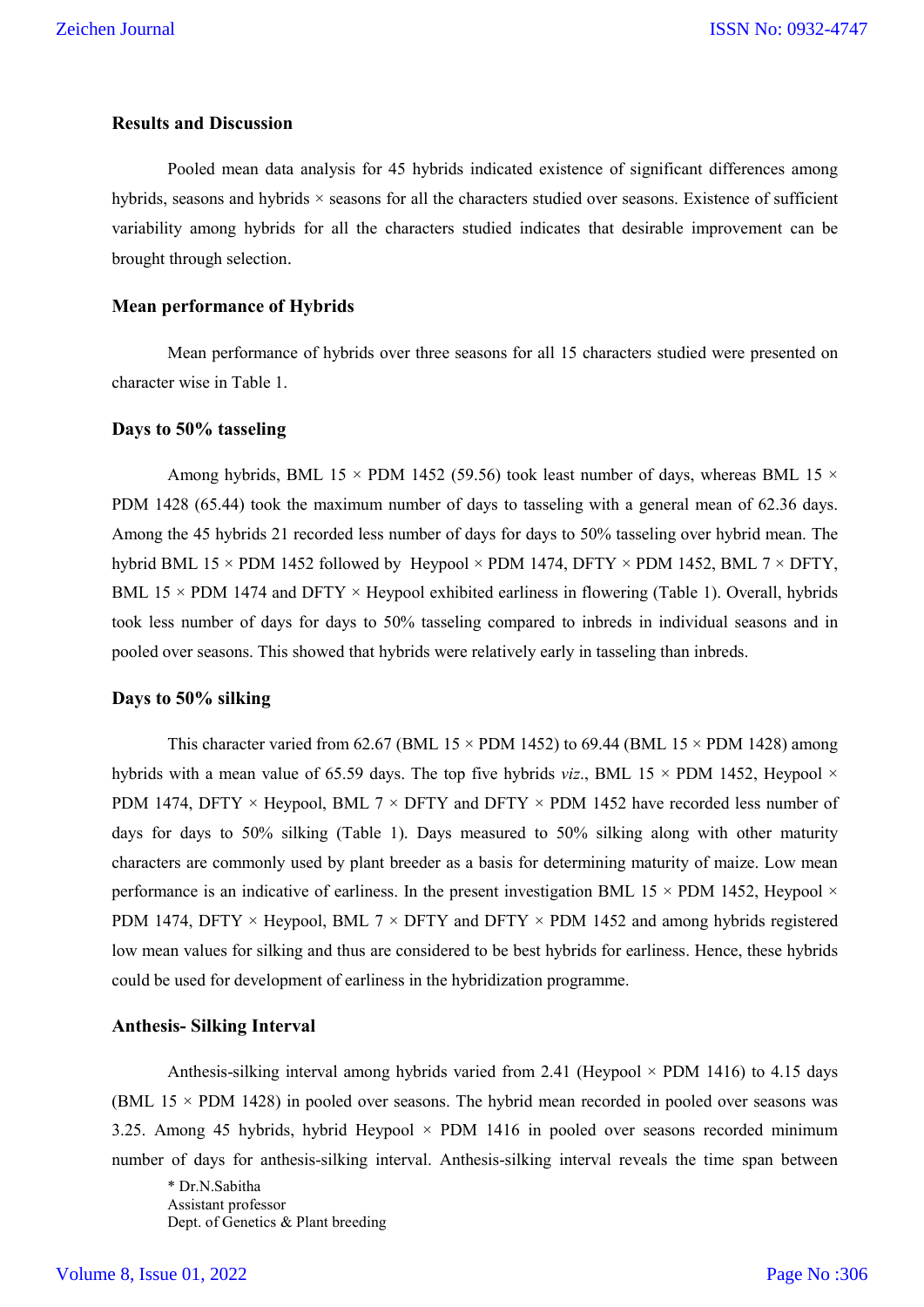## Results and Discussion

Pooled mean data analysis for 45 hybrids indicated existence of significant differences among hybrids, seasons and hybrids × seasons for all the characters studied over seasons. Existence of sufficient variability among hybrids for all the characters studied indicates that desirable improvement can be brought through selection.

### Mean performance of Hybrids

Mean performance of hybrids over three seasons for all 15 characters studied were presented on character wise in Table 1.

### Days to 50% tasseling

Among hybrids, BML 15 × PDM 1452 (59.56) took least number of days, whereas BML 15 × PDM 1428 (65.44) took the maximum number of days to tasseling with a general mean of 62.36 days. Among the 45 hybrids 21 recorded less number of days for days to 50% tasseling over hybrid mean. The hybrid BML 15 × PDM 1452 followed by Heypool × PDM 1474, DFTY × PDM 1452, BML 7 × DFTY, BML 15 × PDM 1474 and DFTY × Heypool exhibited earliness in flowering (Table 1). Overall, hybrids took less number of days for days to 50% tasseling compared to inbreds in individual seasons and in pooled over seasons. This showed that hybrids were relatively early in tasseling than inbreds.

### Days to 50% silking

This character varied from 62.67 (BML 15 × PDM 1452) to 69.44 (BML 15 × PDM 1428) among hybrids with a mean value of 65.59 days. The top five hybrids *viz*., BML 15 × PDM 1452, Heypool × PDM 1474, DFTY × Heypool, BML 7 × DFTY and DFTY × PDM 1452 have recorded less number of days for days to 50% silking (Table 1). Days measured to 50% silking along with other maturity characters are commonly used by plant breeder as a basis for determining maturity of maize. Low mean performance is an indicative of earliness. In the present investigation BML 15 × PDM 1452, Heypool × PDM 1474, DFTY × Heypool, BML 7 × DFTY and DFTY × PDM 1452 and among hybrids registered low mean values for silking and thus are considered to be best hybrids for earliness. Hence, these hybrids could be used for development of earliness in the hybridization programme.

### Anthesis- Silking Interval

Anthesis-silking interval among hybrids varied from 2.41 (Heypool × PDM 1416) to 4.15 days (BML 15 × PDM 1428) in pooled over seasons. The hybrid mean recorded in pooled over seasons was 3.25. Among 45 hybrids, hybrid Heypool × PDM 1416 in pooled over seasons recorded minimum number of days for anthesis-silking interval. Anthesis-silking interval reveals the time span between

\* Dr.N.Sabitha
Assistant professor
Dept. of Genetics & Plant breeding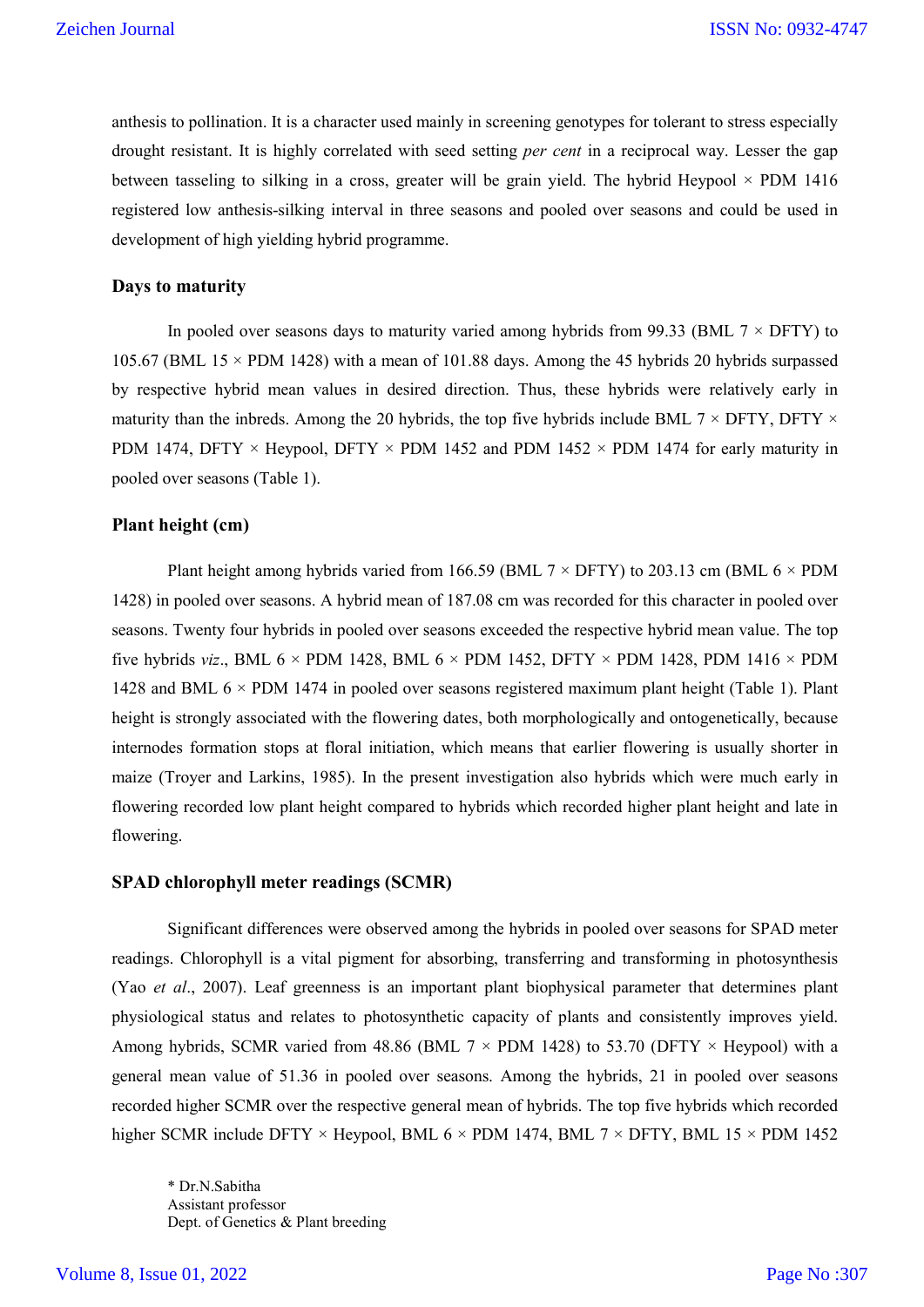anthesis to pollination. It is a character used mainly in screening genotypes for tolerant to stress especially drought resistant. It is highly correlated with seed setting *per cent* in a reciprocal way. Lesser the gap between tasseling to silking in a cross, greater will be grain yield. The hybrid Heypool × PDM 1416 registered low anthesis-silking interval in three seasons and pooled over seasons and could be used in development of high yielding hybrid programme.

### Days to maturity

In pooled over seasons days to maturity varied among hybrids from 99.33 (BML 7 × DFTY) to 105.67 (BML 15 × PDM 1428) with a mean of 101.88 days. Among the 45 hybrids 20 hybrids surpassed by respective hybrid mean values in desired direction. Thus, these hybrids were relatively early in maturity than the inbreds. Among the 20 hybrids, the top five hybrids include BML 7 × DFTY, DFTY × PDM 1474, DFTY × Heypool, DFTY × PDM 1452 and PDM 1452 × PDM 1474 for early maturity in pooled over seasons (Table 1).

### Plant height (cm)

Plant height among hybrids varied from 166.59 (BML 7 × DFTY) to 203.13 cm (BML 6 × PDM 1428) in pooled over seasons. A hybrid mean of 187.08 cm was recorded for this character in pooled over seasons. Twenty four hybrids in pooled over seasons exceeded the respective hybrid mean value. The top five hybrids *viz*., BML 6 × PDM 1428, BML 6 × PDM 1452, DFTY × PDM 1428, PDM 1416 × PDM 1428 and BML 6 × PDM 1474 in pooled over seasons registered maximum plant height (Table 1). Plant height is strongly associated with the flowering dates, both morphologically and ontogenetically, because internodes formation stops at floral initiation, which means that earlier flowering is usually shorter in maize (Troyer and Larkins, 1985). In the present investigation also hybrids which were much early in flowering recorded low plant height compared to hybrids which recorded higher plant height and late in flowering.

### SPAD chlorophyll meter readings (SCMR)

Significant differences were observed among the hybrids in pooled over seasons for SPAD meter readings. Chlorophyll is a vital pigment for absorbing, transferring and transforming in photosynthesis (Yao *et al*., 2007). Leaf greenness is an important plant biophysical parameter that determines plant physiological status and relates to photosynthetic capacity of plants and consistently improves yield. Among hybrids, SCMR varied from 48.86 (BML 7 × PDM 1428) to 53.70 (DFTY × Heypool) with a general mean value of 51.36 in pooled over seasons. Among the hybrids, 21 in pooled over seasons recorded higher SCMR over the respective general mean of hybrids. The top five hybrids which recorded higher SCMR include DFTY × Heypool, BML 6 × PDM 1474, BML 7 × DFTY, BML 15 × PDM 1452

\* Dr.N.Sabitha
Assistant professor
Dept. of Genetics & Plant breeding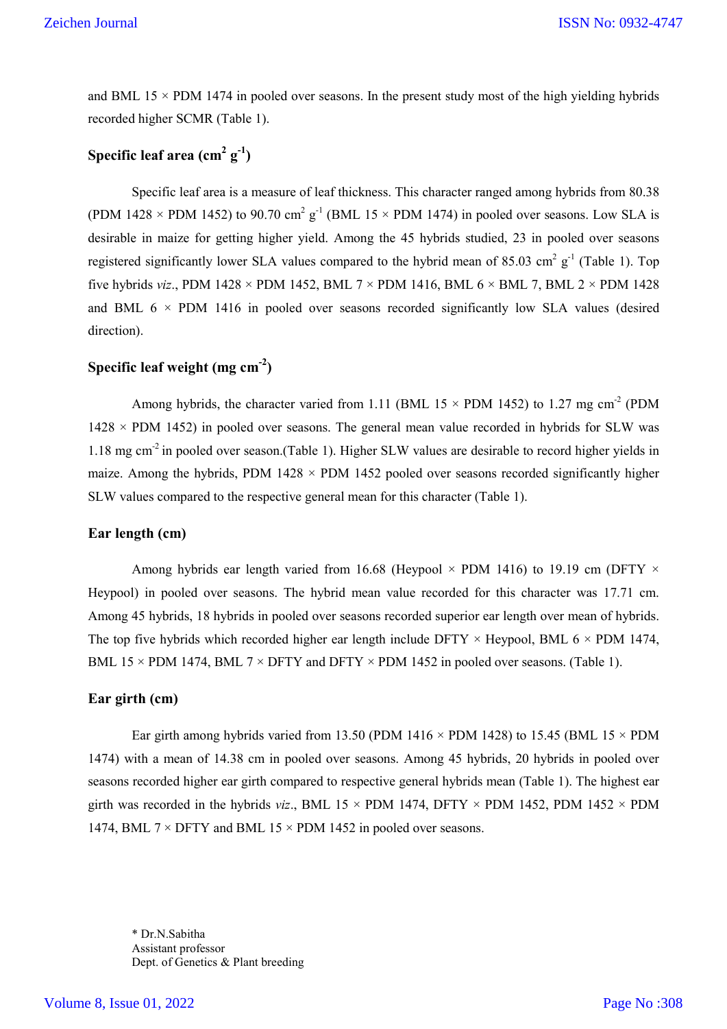and BML 15 × PDM 1474 in pooled over seasons. In the present study most of the high yielding hybrids recorded higher SCMR (Table 1).

### Specific leaf area ($cm^2$ $g^{-1}$)

Specific leaf area is a measure of leaf thickness. This character ranged among hybrids from 80.38 (PDM 1428 × PDM 1452) to 90.70 $cm^2$ $g^{-1}$ (BML 15 × PDM 1474) in pooled over seasons. Low SLA is desirable in maize for getting higher yield. Among the 45 hybrids studied, 23 in pooled over seasons registered significantly lower SLA values compared to the hybrid mean of 85.03 $cm^2$ $g^{-1}$ (Table 1). Top five hybrids *viz*., PDM 1428 × PDM 1452, BML 7 × PDM 1416, BML 6 × BML 7, BML 2 × PDM 1428 and BML 6 × PDM 1416 in pooled over seasons recorded significantly low SLA values (desired direction).

### Specific leaf weight (mg $cm^{-2}$)

Among hybrids, the character varied from 1.11 (BML 15 × PDM 1452) to 1.27 mg $cm^{-2}$ (PDM 1428 × PDM 1452) in pooled over seasons. The general mean value recorded in hybrids for SLW was 1.18 mg $cm^{-2}$ in pooled over season.(Table 1). Higher SLW values are desirable to record higher yields in maize. Among the hybrids, PDM 1428 × PDM 1452 pooled over seasons recorded significantly higher SLW values compared to the respective general mean for this character (Table 1).

### Ear length (cm)

Among hybrids ear length varied from 16.68 (Heypool × PDM 1416) to 19.19 cm (DFTY × Heypool) in pooled over seasons. The hybrid mean value recorded for this character was 17.71 cm. Among 45 hybrids, 18 hybrids in pooled over seasons recorded superior ear length over mean of hybrids. The top five hybrids which recorded higher ear length include DFTY × Heypool, BML 6 × PDM 1474, BML 15 × PDM 1474, BML 7 × DFTY and DFTY × PDM 1452 in pooled over seasons. (Table 1).

### Ear girth (cm)

Ear girth among hybrids varied from 13.50 (PDM 1416 × PDM 1428) to 15.45 (BML 15 × PDM 1474) with a mean of 14.38 cm in pooled over seasons. Among 45 hybrids, 20 hybrids in pooled over seasons recorded higher ear girth compared to respective general hybrids mean (Table 1). The highest ear girth was recorded in the hybrids *viz*., BML 15 × PDM 1474, DFTY × PDM 1452, PDM 1452 × PDM 1474, BML 7 × DFTY and BML 15 × PDM 1452 in pooled over seasons.

\* Dr.N.Sabitha
Assistant professor
Dept. of Genetics & Plant breeding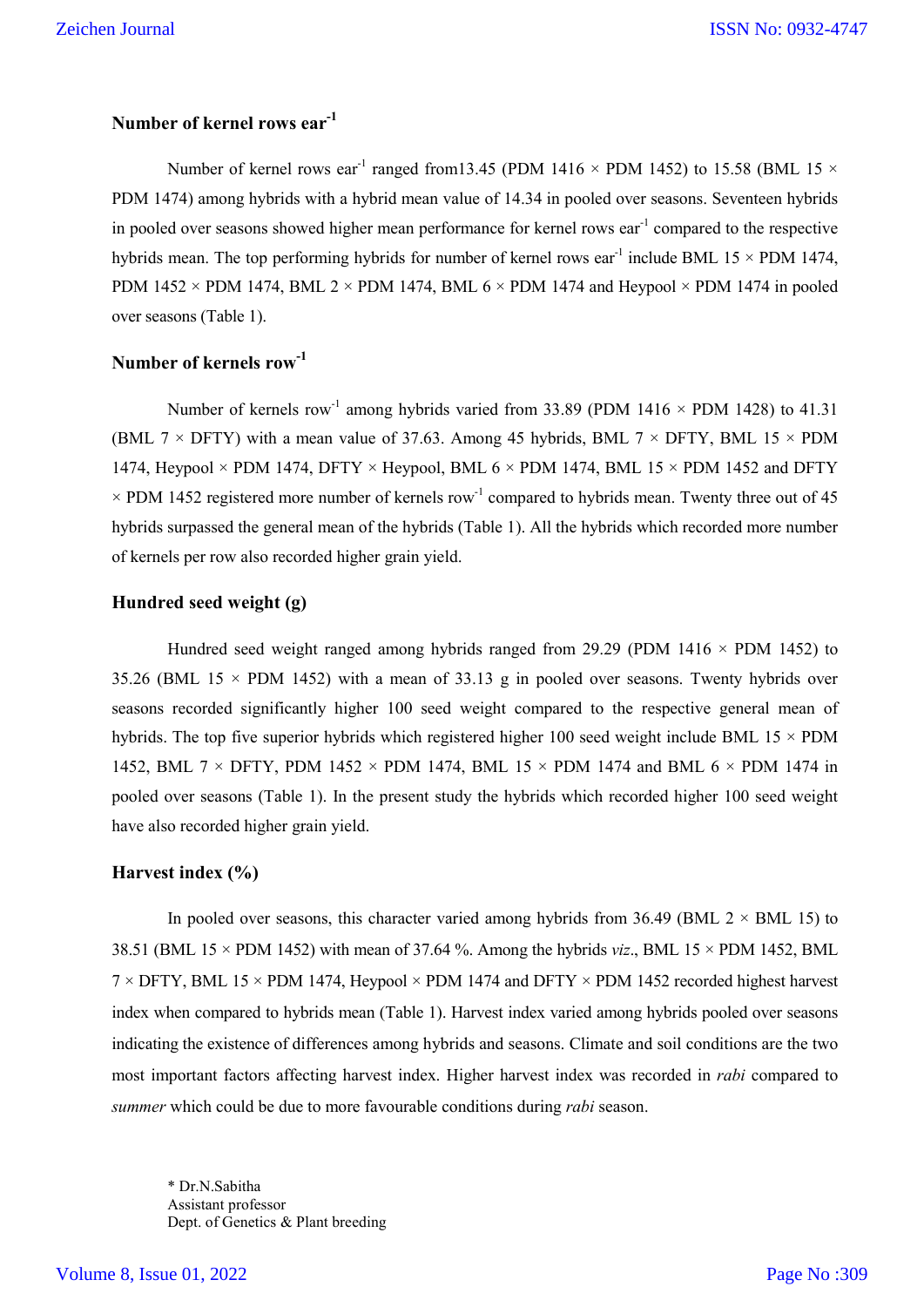### Number of kernel rows ear$^{-1}$

Number of kernel rows ear$^{-1}$ ranged from13.45 (PDM 1416 × PDM 1452) to 15.58 (BML 15 × PDM 1474) among hybrids with a hybrid mean value of 14.34 in pooled over seasons. Seventeen hybrids in pooled over seasons showed higher mean performance for kernel rows ear$^{-1}$ compared to the respective hybrids mean. The top performing hybrids for number of kernel rows ear$^{-1}$ include BML 15 × PDM 1474, PDM 1452 × PDM 1474, BML 2 × PDM 1474, BML 6 × PDM 1474 and Heypool × PDM 1474 in pooled over seasons (Table 1).

### Number of kernels row$^{-1}$

Number of kernels row$^{-1}$ among hybrids varied from 33.89 (PDM 1416 × PDM 1428) to 41.31 (BML 7 × DFTY) with a mean value of 37.63. Among 45 hybrids, BML 7 × DFTY, BML 15 × PDM 1474, Heypool × PDM 1474, DFTY × Heypool, BML 6 × PDM 1474, BML 15 × PDM 1452 and DFTY × PDM 1452 registered more number of kernels row$^{-1}$ compared to hybrids mean. Twenty three out of 45 hybrids surpassed the general mean of the hybrids (Table 1). All the hybrids which recorded more number of kernels per row also recorded higher grain yield.

### Hundred seed weight (g)

Hundred seed weight ranged among hybrids ranged from 29.29 (PDM 1416 × PDM 1452) to 35.26 (BML 15 × PDM 1452) with a mean of 33.13 g in pooled over seasons. Twenty hybrids over seasons recorded significantly higher 100 seed weight compared to the respective general mean of hybrids. The top five superior hybrids which registered higher 100 seed weight include BML 15 × PDM 1452, BML 7 × DFTY, PDM 1452 × PDM 1474, BML 15 × PDM 1474 and BML 6 × PDM 1474 in pooled over seasons (Table 1). In the present study the hybrids which recorded higher 100 seed weight have also recorded higher grain yield.

### Harvest index (%)

In pooled over seasons, this character varied among hybrids from 36.49 (BML 2 × BML 15) to 38.51 (BML 15 × PDM 1452) with mean of 37.64 %. Among the hybrids *viz*., BML 15 × PDM 1452, BML 7 × DFTY, BML 15 × PDM 1474, Heypool × PDM 1474 and DFTY × PDM 1452 recorded highest harvest index when compared to hybrids mean (Table 1). Harvest index varied among hybrids pooled over seasons indicating the existence of differences among hybrids and seasons. Climate and soil conditions are the two most important factors affecting harvest index. Higher harvest index was recorded in *rabi* compared to *summer* which could be due to more favourable conditions during *rabi* season.

* Dr.N.Sabitha
Assistant professor
Dept. of Genetics & Plant breeding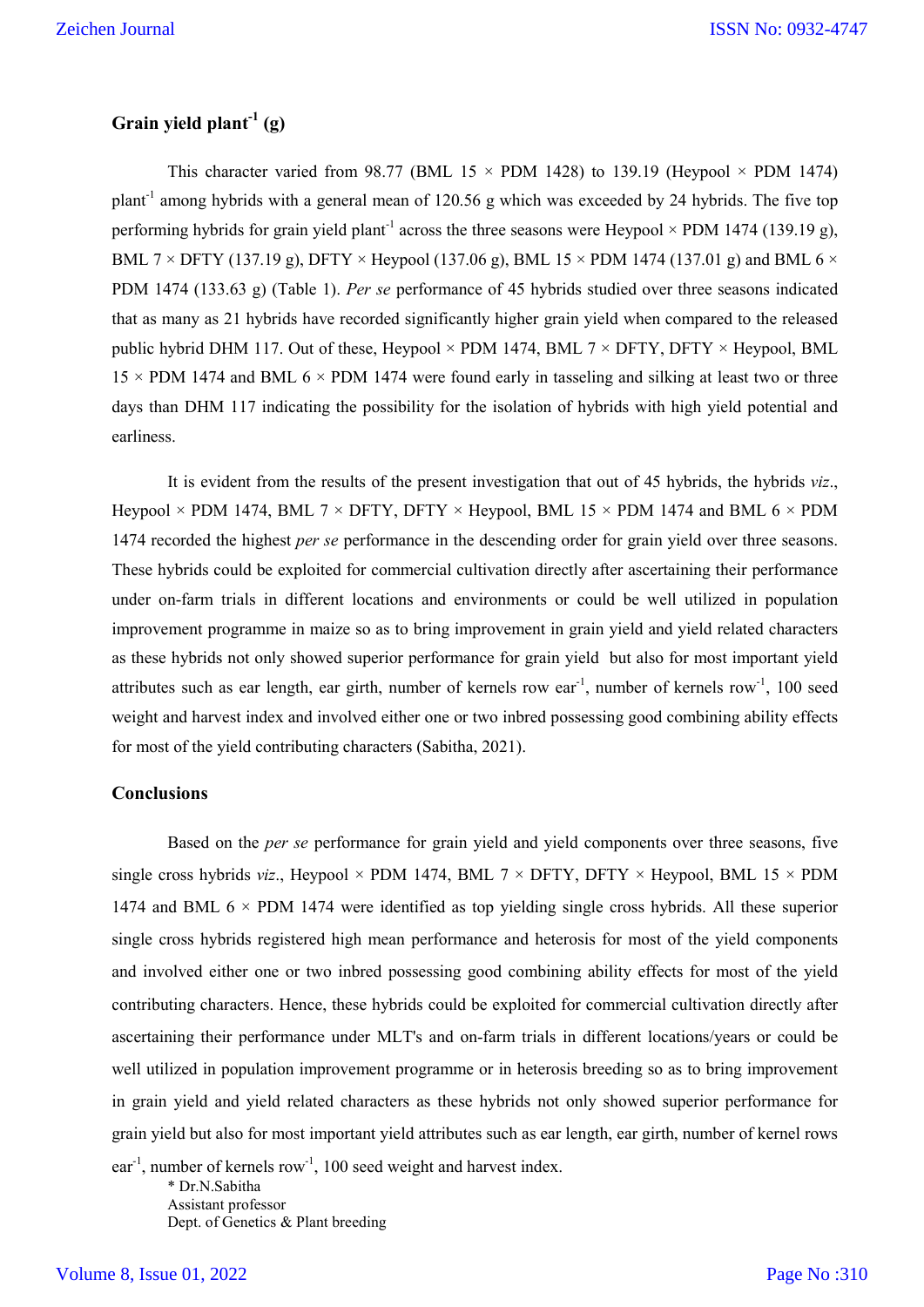### Grain yield plant$^{-1}$ (g)

This character varied from 98.77 (BML 15 × PDM 1428) to 139.19 (Heypool × PDM 1474) plant$^{-1}$ among hybrids with a general mean of 120.56 g which was exceeded by 24 hybrids. The five top performing hybrids for grain yield plant$^{-1}$ across the three seasons were Heypool × PDM 1474 (139.19 g), BML 7 × DFTY (137.19 g), DFTY × Heypool (137.06 g), BML 15 × PDM 1474 (137.01 g) and BML 6 × PDM 1474 (133.63 g) (Table 1). *Per se* performance of 45 hybrids studied over three seasons indicated that as many as 21 hybrids have recorded significantly higher grain yield when compared to the released public hybrid DHM 117. Out of these, Heypool × PDM 1474, BML 7 × DFTY, DFTY × Heypool, BML 15 × PDM 1474 and BML 6 × PDM 1474 were found early in tasseling and silking at least two or three days than DHM 117 indicating the possibility for the isolation of hybrids with high yield potential and earliness.

It is evident from the results of the present investigation that out of 45 hybrids, the hybrids *viz*., Heypool × PDM 1474, BML 7 × DFTY, DFTY × Heypool, BML 15 × PDM 1474 and BML 6 × PDM 1474 recorded the highest *per se* performance in the descending order for grain yield over three seasons. These hybrids could be exploited for commercial cultivation directly after ascertaining their performance under on-farm trials in different locations and environments or could be well utilized in population improvement programme in maize so as to bring improvement in grain yield and yield related characters as these hybrids not only showed superior performance for grain yield but also for most important yield attributes such as ear length, ear girth, number of kernels row ear$^{-1}$, number of kernels row$^{-1}$, 100 seed weight and harvest index and involved either one or two inbred possessing good combining ability effects for most of the yield contributing characters (Sabitha, 2021).

### Conclusions

Based on the *per se* performance for grain yield and yield components over three seasons, five single cross hybrids *viz*., Heypool × PDM 1474, BML 7 × DFTY, DFTY × Heypool, BML 15 × PDM 1474 and BML 6 × PDM 1474 were identified as top yielding single cross hybrids. All these superior single cross hybrids registered high mean performance and heterosis for most of the yield components and involved either one or two inbred possessing good combining ability effects for most of the yield contributing characters. Hence, these hybrids could be exploited for commercial cultivation directly after ascertaining their performance under MLT's and on-farm trials in different locations/years or could be well utilized in population improvement programme or in heterosis breeding so as to bring improvement in grain yield and yield related characters as these hybrids not only showed superior performance for grain yield but also for most important yield attributes such as ear length, ear girth, number of kernel rows ear$^{-1}$, number of kernels row$^{-1}$, 100 seed weight and harvest index.

\* Dr.N.Sabitha
Assistant professor
Dept. of Genetics & Plant breeding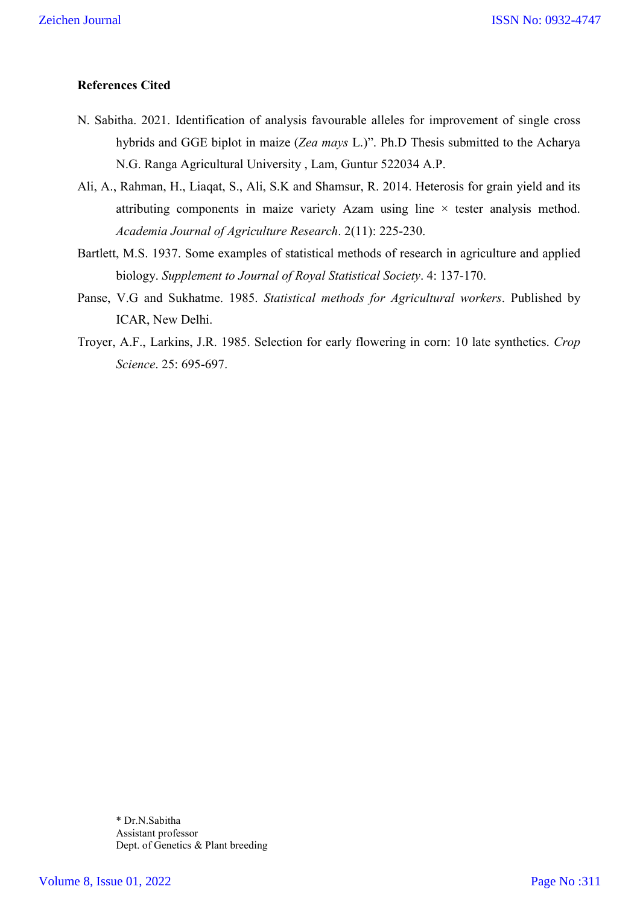**References Cited**

N. Sabitha. 2021. Identification of analysis favourable alleles for improvement of single cross hybrids and GGE biplot in maize (*Zea mays* L.)". Ph.D Thesis submitted to the Acharya N.G. Ranga Agricultural University , Lam, Guntur 522034 A.P.

Ali, A., Rahman, H., Liaqat, S., Ali, S.K and Shamsur, R. 2014. Heterosis for grain yield and its attributing components in maize variety Azam using line × tester analysis method. *Academia Journal of Agriculture Research*. 2(11): 225-230.

Bartlett, M.S. 1937. Some examples of statistical methods of research in agriculture and applied biology. *Supplement to Journal of Royal Statistical Society*. 4: 137-170.

Panse, V.G and Sukhatme. 1985. *Statistical methods for Agricultural workers*. Published by ICAR, New Delhi.

Troyer, A.F., Larkins, J.R. 1985. Selection for early flowering in corn: 10 late synthetics. *Crop Science*. 25: 695-697.

\* Dr.N.Sabitha
Assistant professor
Dept. of Genetics & Plant breeding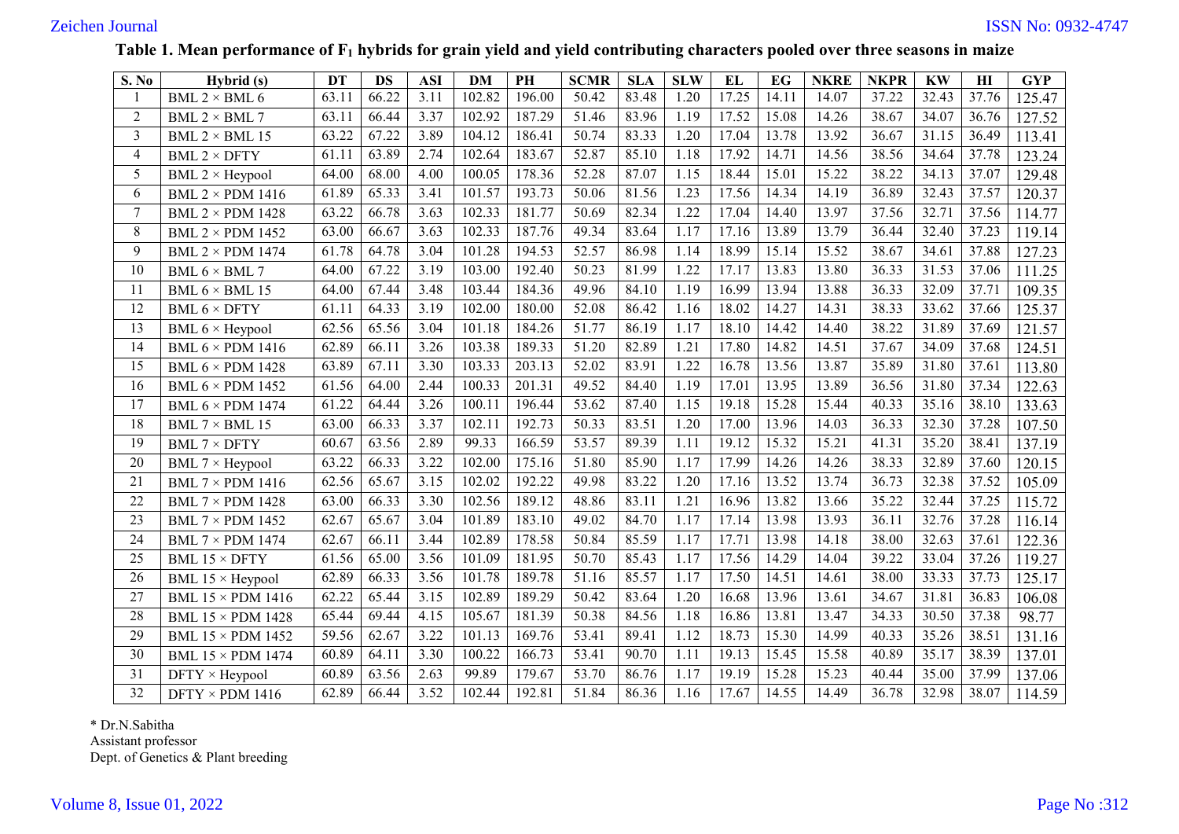**Table 1. Mean performance of $F_1$ hybrids for grain yield and yield contributing characters pooled over three seasons in maize**

| S. No | Hybrid (s) | DT | DS | ASI | DM | PH | SCMR | SLA | SLW | EL | EG | NKRE | NKPR | KW | HI | GYP |
|---|---|---|---|---|---|---|---|---|---|---|---|---|---|---|---|---|
| 1 | BML 2 × BML 6 | 63.11 | 66.22 | 3.11 | 102.82 | 196.00 | 50.42 | 83.48 | 1.20 | 17.25 | 14.11 | 14.07 | 37.22 | 32.43 | 37.76 | 125.47 |
| 2 | BML 2 × BML 7 | 63.11 | 66.44 | 3.37 | 102.92 | 187.29 | 51.46 | 83.96 | 1.19 | 17.52 | 15.08 | 14.26 | 38.67 | 34.07 | 36.76 | 127.52 |
| 3 | BML 2 × BML 15 | 63.22 | 67.22 | 3.89 | 104.12 | 186.41 | 50.74 | 83.33 | 1.20 | 17.04 | 13.78 | 13.92 | 36.67 | 31.15 | 36.49 | 113.41 |
| 4 | BML 2 × DFTY | 61.11 | 63.89 | 2.74 | 102.64 | 183.67 | 52.87 | 85.10 | 1.18 | 17.92 | 14.71 | 14.56 | 38.56 | 34.64 | 37.78 | 123.24 |
| 5 | BML 2 × Heypool | 64.00 | 68.00 | 4.00 | 100.05 | 178.36 | 52.28 | 87.07 | 1.15 | 18.44 | 15.01 | 15.22 | 38.22 | 34.13 | 37.07 | 129.48 |
| 6 | BML 2 × PDM 1416 | 61.89 | 65.33 | 3.41 | 101.57 | 193.73 | 50.06 | 81.56 | 1.23 | 17.56 | 14.34 | 14.19 | 36.89 | 32.43 | 37.57 | 120.37 |
| 7 | BML 2 × PDM 1428 | 63.22 | 66.78 | 3.63 | 102.33 | 181.77 | 50.69 | 82.34 | 1.22 | 17.04 | 14.40 | 13.97 | 37.56 | 32.71 | 37.56 | 114.77 |
| 8 | BML 2 × PDM 1452 | 63.00 | 66.67 | 3.63 | 102.33 | 187.76 | 49.34 | 83.64 | 1.17 | 17.16 | 13.89 | 13.79 | 36.44 | 32.40 | 37.23 | 119.14 |
| 9 | BML 2 × PDM 1474 | 61.78 | 64.78 | 3.04 | 101.28 | 194.53 | 52.57 | 86.98 | 1.14 | 18.99 | 15.14 | 15.52 | 38.67 | 34.61 | 37.88 | 127.23 |
| 10 | BML 6 × BML 7 | 64.00 | 67.22 | 3.19 | 103.00 | 192.40 | 50.23 | 81.99 | 1.22 | 17.17 | 13.83 | 13.80 | 36.33 | 31.53 | 37.06 | 111.25 |
| 11 | BML 6 × BML 15 | 64.00 | 67.44 | 3.48 | 103.44 | 184.36 | 49.96 | 84.10 | 1.19 | 16.99 | 13.94 | 13.88 | 36.33 | 32.09 | 37.71 | 109.35 |
| 12 | BML 6 × DFTY | 61.11 | 64.33 | 3.19 | 102.00 | 180.00 | 52.08 | 86.42 | 1.16 | 18.02 | 14.27 | 14.31 | 38.33 | 33.62 | 37.66 | 125.37 |
| 13 | BML 6 × Heypool | 62.56 | 65.56 | 3.04 | 101.18 | 184.26 | 51.77 | 86.19 | 1.17 | 18.10 | 14.42 | 14.40 | 38.22 | 31.89 | 37.69 | 121.57 |
| 14 | BML 6 × PDM 1416 | 62.89 | 66.11 | 3.26 | 103.38 | 189.33 | 51.20 | 82.89 | 1.21 | 17.80 | 14.82 | 14.51 | 37.67 | 34.09 | 37.68 | 124.51 |
| 15 | BML 6 × PDM 1428 | 63.89 | 67.11 | 3.30 | 103.33 | 203.13 | 52.02 | 83.91 | 1.22 | 16.78 | 13.56 | 13.87 | 35.89 | 31.80 | 37.61 | 113.80 |
| 16 | BML 6 × PDM 1452 | 61.56 | 64.00 | 2.44 | 100.33 | 201.31 | 49.52 | 84.40 | 1.19 | 17.01 | 13.95 | 13.89 | 36.56 | 31.80 | 37.34 | 122.63 |
| 17 | BML 6 × PDM 1474 | 61.22 | 64.44 | 3.26 | 100.11 | 196.44 | 53.62 | 87.40 | 1.15 | 19.18 | 15.28 | 15.44 | 40.33 | 35.16 | 38.10 | 133.63 |
| 18 | BML 7 × BML 15 | 63.00 | 66.33 | 3.37 | 102.11 | 192.73 | 50.33 | 83.51 | 1.20 | 17.00 | 13.96 | 14.03 | 36.33 | 32.30 | 37.28 | 107.50 |
| 19 | BML 7 × DFTY | 60.67 | 63.56 | 2.89 | 99.33 | 166.59 | 53.57 | 89.39 | 1.11 | 19.12 | 15.32 | 15.21 | 41.31 | 35.20 | 38.41 | 137.19 |
| 20 | BML 7 × Heypool | 63.22 | 66.33 | 3.22 | 102.00 | 175.16 | 51.80 | 85.90 | 1.17 | 17.99 | 14.26 | 14.26 | 38.33 | 32.89 | 37.60 | 120.15 |
| 21 | BML 7 × PDM 1416 | 62.56 | 65.67 | 3.15 | 102.02 | 192.22 | 49.98 | 83.22 | 1.20 | 17.16 | 13.52 | 13.74 | 36.73 | 32.38 | 37.52 | 105.09 |
| 22 | BML 7 × PDM 1428 | 63.00 | 66.33 | 3.30 | 102.56 | 189.12 | 48.86 | 83.11 | 1.21 | 16.96 | 13.82 | 13.66 | 35.22 | 32.44 | 37.25 | 115.72 |
| 23 | BML 7 × PDM 1452 | 62.67 | 65.67 | 3.04 | 101.89 | 183.10 | 49.02 | 84.70 | 1.17 | 17.14 | 13.98 | 13.93 | 36.11 | 32.76 | 37.28 | 116.14 |
| 24 | BML 7 × PDM 1474 | 62.67 | 66.11 | 3.44 | 102.89 | 178.58 | 50.84 | 85.59 | 1.17 | 17.71 | 13.98 | 14.18 | 38.00 | 32.63 | 37.61 | 122.36 |
| 25 | BML 15 × DFTY | 61.56 | 65.00 | 3.56 | 101.09 | 181.95 | 50.70 | 85.43 | 1.17 | 17.56 | 14.29 | 14.04 | 39.22 | 33.04 | 37.26 | 119.27 |
| 26 | BML 15 × Heypool | 62.89 | 66.33 | 3.56 | 101.78 | 189.78 | 51.16 | 85.57 | 1.17 | 17.50 | 14.51 | 14.61 | 38.00 | 33.33 | 37.73 | 125.17 |
| 27 | BML 15 × PDM 1416 | 62.22 | 65.44 | 3.15 | 102.89 | 189.29 | 50.42 | 83.64 | 1.20 | 16.68 | 13.96 | 13.61 | 34.67 | 31.81 | 36.83 | 106.08 |
| 28 | BML 15 × PDM 1428 | 65.44 | 69.44 | 4.15 | 105.67 | 181.39 | 50.38 | 84.56 | 1.18 | 16.86 | 13.81 | 13.47 | 34.33 | 30.50 | 37.38 | 98.77 |
| 29 | BML 15 × PDM 1452 | 59.56 | 62.67 | 3.22 | 101.13 | 169.76 | 53.41 | 89.41 | 1.12 | 18.73 | 15.30 | 14.99 | 40.33 | 35.26 | 38.51 | 131.16 |
| 30 | BML 15 × PDM 1474 | 60.89 | 64.11 | 3.30 | 100.22 | 166.73 | 53.41 | 90.70 | 1.11 | 19.13 | 15.45 | 15.58 | 40.89 | 35.17 | 38.39 | 137.01 |
| 31 | DFTY × Heypool | 60.89 | 63.56 | 2.63 | 99.89 | 179.67 | 53.70 | 86.76 | 1.17 | 19.19 | 15.28 | 15.23 | 40.44 | 35.00 | 37.99 | 137.06 |
| 32 | DFTY × PDM 1416 | 62.89 | 66.44 | 3.52 | 102.44 | 192.81 | 51.84 | 86.36 | 1.16 | 17.67 | 14.55 | 14.49 | 36.78 | 32.98 | 38.07 | 114.59 |

* Dr.N.Sabitha
Assistant professor
Dept. of Genetics & Plant breeding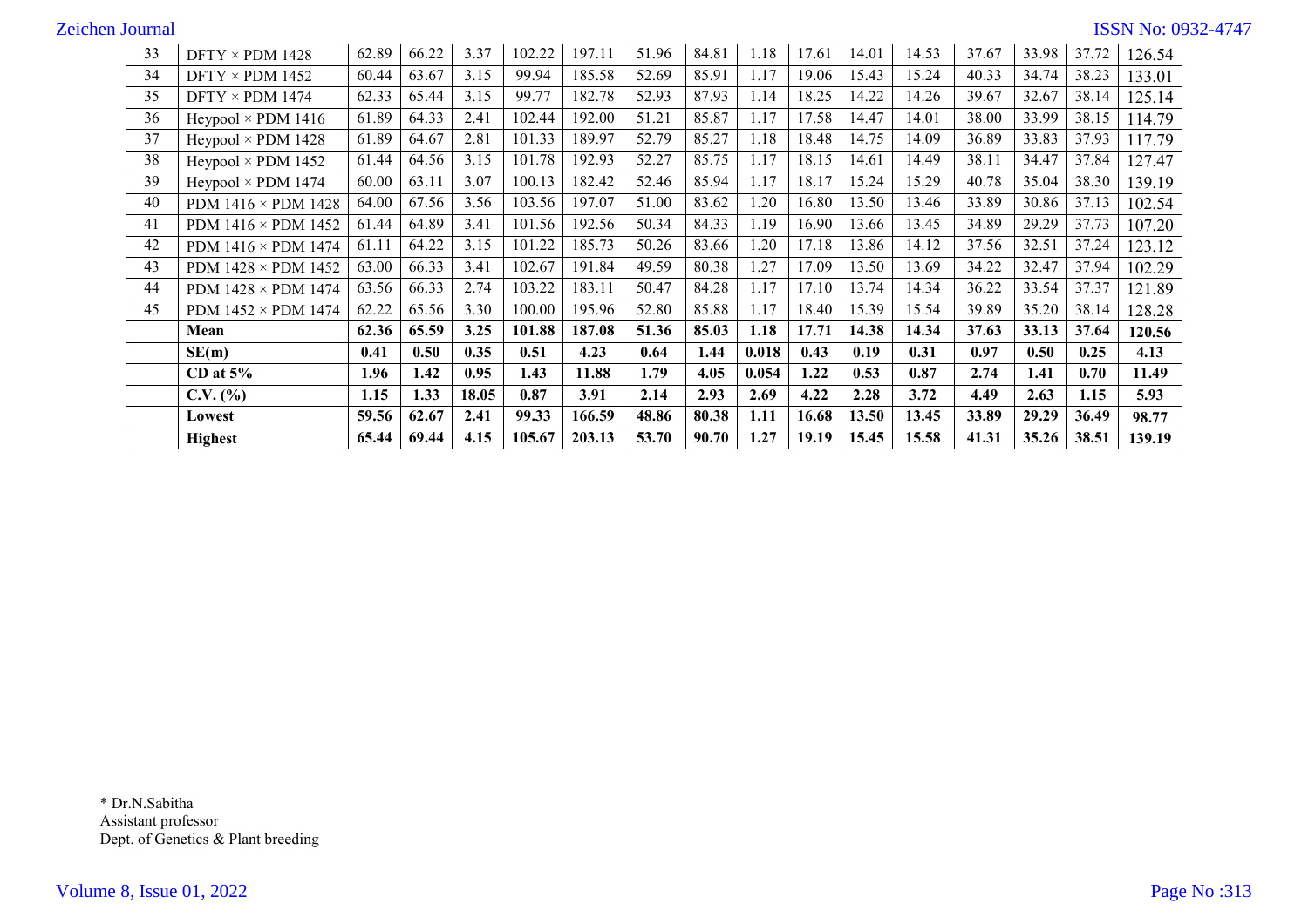| | | | | | | | | | | | | | | | | |
|---|---|---|---|---|---|---|---|---|---|---|---|---|---|---|---|---|
| 33 | DFTY × PDM 1428 | 62.89 | 66.22 | 3.37 | 102.22 | 197.11 | 51.96 | 84.81 | 1.18 | 17.61 | 14.01 | 14.53 | 37.67 | 33.98 | 37.72 | 126.54 |
| 34 | DFTY × PDM 1452 | 60.44 | 63.67 | 3.15 | 99.94 | 185.58 | 52.69 | 85.91 | 1.17 | 19.06 | 15.43 | 15.24 | 40.33 | 34.74 | 38.23 | 133.01 |
| 35 | DFTY × PDM 1474 | 62.33 | 65.44 | 3.15 | 99.77 | 182.78 | 52.93 | 87.93 | 1.14 | 18.25 | 14.22 | 14.26 | 39.67 | 32.67 | 38.14 | 125.14 |
| 36 | Heypool × PDM 1416 | 61.89 | 64.33 | 2.41 | 102.44 | 192.00 | 51.21 | 85.87 | 1.17 | 17.58 | 14.47 | 14.01 | 38.00 | 33.99 | 38.15 | 114.79 |
| 37 | Heypool × PDM 1428 | 61.89 | 64.67 | 2.81 | 101.33 | 189.97 | 52.79 | 85.27 | 1.18 | 18.48 | 14.75 | 14.09 | 36.89 | 33.83 | 37.93 | 117.79 |
| 38 | Heypool × PDM 1452 | 61.44 | 64.56 | 3.15 | 101.78 | 192.93 | 52.27 | 85.75 | 1.17 | 18.15 | 14.61 | 14.49 | 38.11 | 34.47 | 37.84 | 127.47 |
| 39 | Heypool × PDM 1474 | 60.00 | 63.11 | 3.07 | 100.13 | 182.42 | 52.46 | 85.94 | 1.17 | 18.17 | 15.24 | 15.29 | 40.78 | 35.04 | 38.30 | 139.19 |
| 40 | PDM 1416 × PDM 1428 | 64.00 | 67.56 | 3.56 | 103.56 | 197.07 | 51.00 | 83.62 | 1.20 | 16.80 | 13.50 | 13.46 | 33.89 | 30.86 | 37.13 | 102.54 |
| 41 | PDM 1416 × PDM 1452 | 61.44 | 64.89 | 3.41 | 101.56 | 192.56 | 50.34 | 84.33 | 1.19 | 16.90 | 13.66 | 13.45 | 34.89 | 29.29 | 37.73 | 107.20 |
| 42 | PDM 1416 × PDM 1474 | 61.11 | 64.22 | 3.15 | 101.22 | 185.73 | 50.26 | 83.66 | 1.20 | 17.18 | 13.86 | 14.12 | 37.56 | 32.51 | 37.24 | 123.12 |
| 43 | PDM 1428 × PDM 1452 | 63.00 | 66.33 | 3.41 | 102.67 | 191.84 | 49.59 | 80.38 | 1.27 | 17.09 | 13.50 | 13.69 | 34.22 | 32.47 | 37.94 | 102.29 |
| 44 | PDM 1428 × PDM 1474 | 63.56 | 66.33 | 2.74 | 103.22 | 183.11 | 50.47 | 84.28 | 1.17 | 17.10 | 13.74 | 14.34 | 36.22 | 33.54 | 37.37 | 121.89 |
| 45 | PDM 1452 × PDM 1474 | 62.22 | 65.56 | 3.30 | 100.00 | 195.96 | 52.80 | 85.88 | 1.17 | 18.40 | 15.39 | 15.54 | 39.89 | 35.20 | 38.14 | 128.28 |
| | **Mean** | **62.36** | **65.59** | **3.25** | **101.88** | **187.08** | **51.36** | **85.03** | **1.18** | **17.71** | **14.38** | **14.34** | **37.63** | **33.13** | **37.64** | **120.56** |
| | **SE(m)** | **0.41** | **0.50** | **0.35** | **0.51** | **4.23** | **0.64** | **1.44** | **0.018** | **0.43** | **0.19** | **0.31** | **0.97** | **0.50** | **0.25** | **4.13** |
| | **CD at 5%** | **1.96** | **1.42** | **0.95** | **1.43** | **11.88** | **1.79** | **4.05** | **0.054** | **1.22** | **0.53** | **0.87** | **2.74** | **1.41** | **0.70** | **11.49** |
| | **C.V. (%)** | **1.15** | **1.33** | **18.05** | **0.87** | **3.91** | **2.14** | **2.93** | **2.69** | **4.22** | **2.28** | **3.72** | **4.49** | **2.63** | **1.15** | **5.93** |
| | **Lowest** | **59.56** | **62.67** | **2.41** | **99.33** | **166.59** | **48.86** | **80.38** | **1.11** | **16.68** | **13.50** | **13.45** | **33.89** | **29.29** | **36.49** | **98.77** |
| | **Highest** | **65.44** | **69.44** | **4.15** | **105.67** | **203.13** | **53.70** | **90.70** | **1.27** | **19.19** | **15.45** | **15.58** | **41.31** | **35.26** | **38.51** | **139.19** |

\* Dr.N.Sabitha
Assistant professor
Dept. of Genetics & Plant breeding